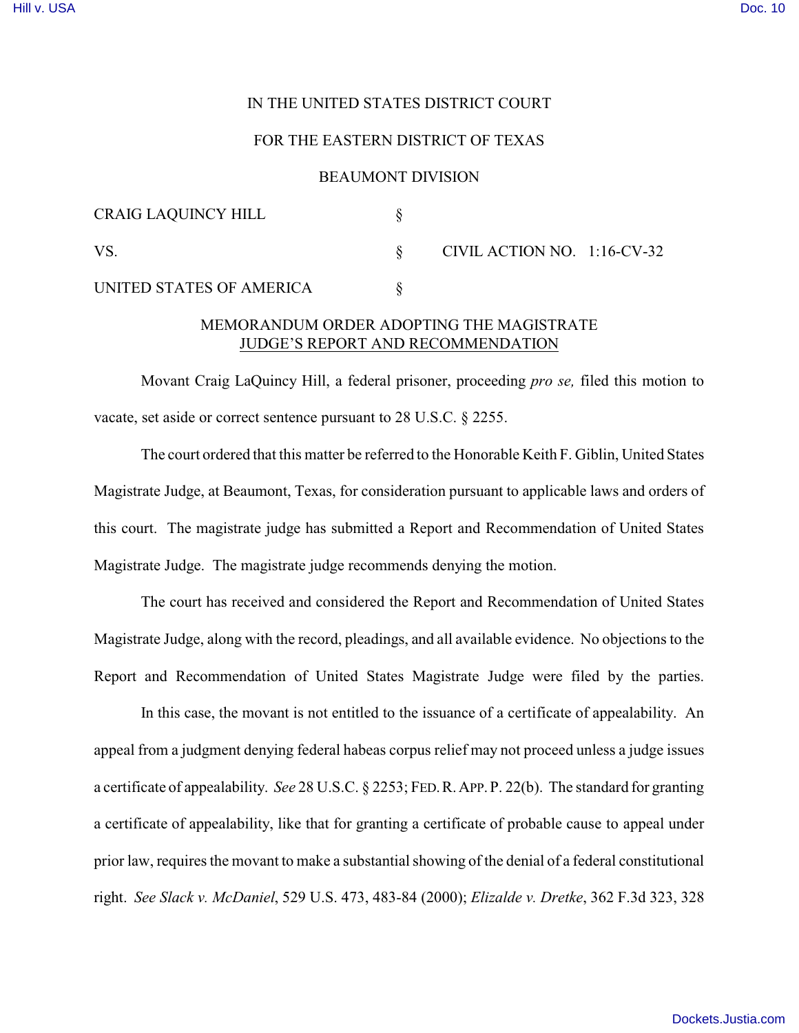IN THE UNITED STATES DISTRICT COURT

FOR THE EASTERN DISTRICT OF TEXAS

BEAUMONT DIVISION

| | | |
|---|---|---|
| CRAIG LAQUINCY HILL | § | |
| VS. | § | CIVIL ACTION NO. 1:16-CV-32 |
| UNITED STATES OF AMERICA | § | |

MEMORANDUM ORDER ADOPTING THE MAGISTRATE JUDGE'S REPORT AND RECOMMENDATION

Movant Craig LaQuincy Hill, a federal prisoner, proceeding *pro se,* filed this motion to vacate, set aside or correct sentence pursuant to 28 U.S.C. § 2255.

The court ordered that this matter be referred to the Honorable Keith F. Giblin, United States Magistrate Judge, at Beaumont, Texas, for consideration pursuant to applicable laws and orders of this court. The magistrate judge has submitted a Report and Recommendation of United States Magistrate Judge. The magistrate judge recommends denying the motion.

The court has received and considered the Report and Recommendation of United States Magistrate Judge, along with the record, pleadings, and all available evidence. No objections to the Report and Recommendation of United States Magistrate Judge were filed by the parties.

In this case, the movant is not entitled to the issuance of a certificate of appealability. An appeal from a judgment denying federal habeas corpus relief may not proceed unless a judge issues a certificate of appealability. *See* 28 U.S.C. § 2253; FED. R. APP. P. 22(b). The standard for granting a certificate of appealability, like that for granting a certificate of probable cause to appeal under prior law, requires the movant to make a substantial showing of the denial of a federal constitutional right. *See Slack v. McDaniel*, 529 U.S. 473, 483-84 (2000); *Elizalde v. Dretke*, 362 F.3d 323, 328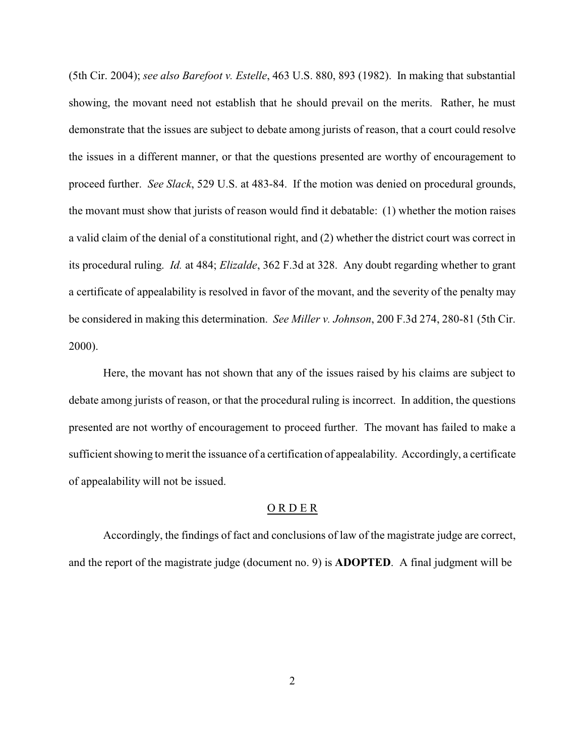(5th Cir. 2004); *see also Barefoot v. Estelle*, 463 U.S. 880, 893 (1982). In making that substantial showing, the movant need not establish that he should prevail on the merits. Rather, he must demonstrate that the issues are subject to debate among jurists of reason, that a court could resolve the issues in a different manner, or that the questions presented are worthy of encouragement to proceed further. *See Slack*, 529 U.S. at 483-84. If the motion was denied on procedural grounds, the movant must show that jurists of reason would find it debatable: (1) whether the motion raises a valid claim of the denial of a constitutional right, and (2) whether the district court was correct in its procedural ruling. *Id.* at 484; *Elizalde*, 362 F.3d at 328. Any doubt regarding whether to grant a certificate of appealability is resolved in favor of the movant, and the severity of the penalty may be considered in making this determination. *See Miller v. Johnson*, 200 F.3d 274, 280-81 (5th Cir. 2000).

Here, the movant has not shown that any of the issues raised by his claims are subject to debate among jurists of reason, or that the procedural ruling is incorrect. In addition, the questions presented are not worthy of encouragement to proceed further. The movant has failed to make a sufficient showing to merit the issuance of a certification of appealability. Accordingly, a certificate of appealability will not be issued.

O R D E R

Accordingly, the findings of fact and conclusions of law of the magistrate judge are correct, and the report of the magistrate judge (document no. 9) is **ADOPTED**. A final judgment will be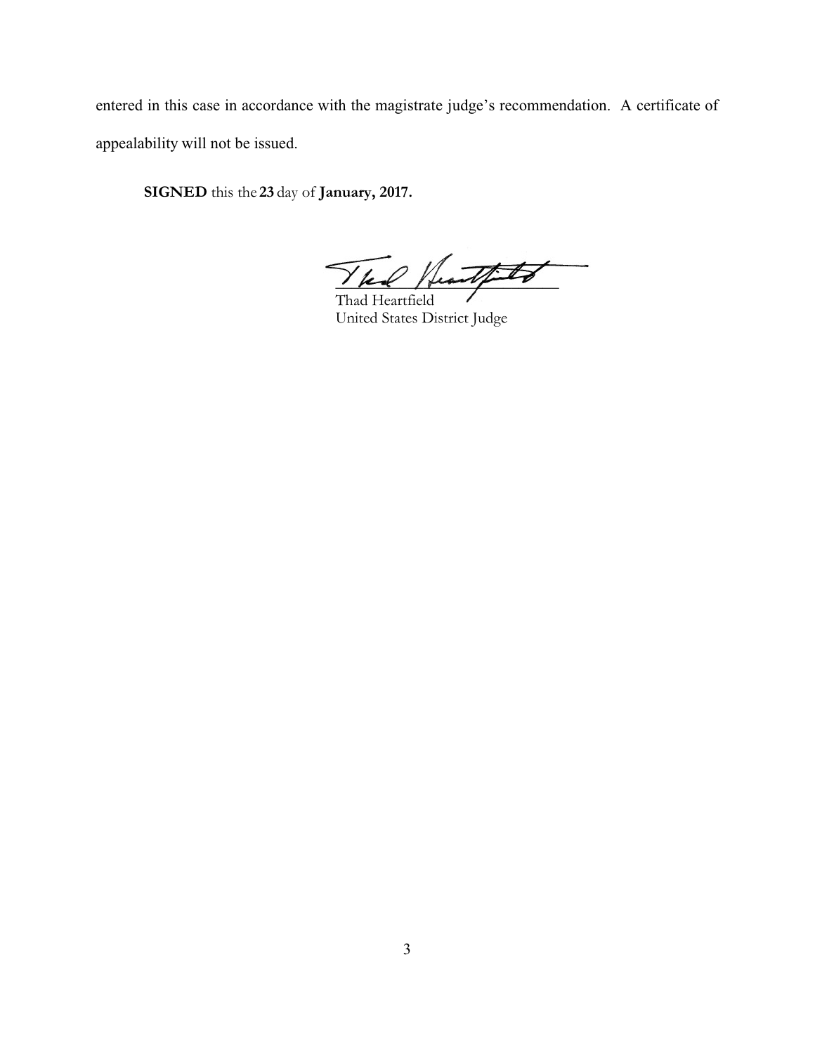entered in this case in accordance with the magistrate judge's recommendation. A certificate of appealability will not be issued.

**SIGNED** this the **23** day of **January, 2017.**

Thad Heartfield
United States District Judge